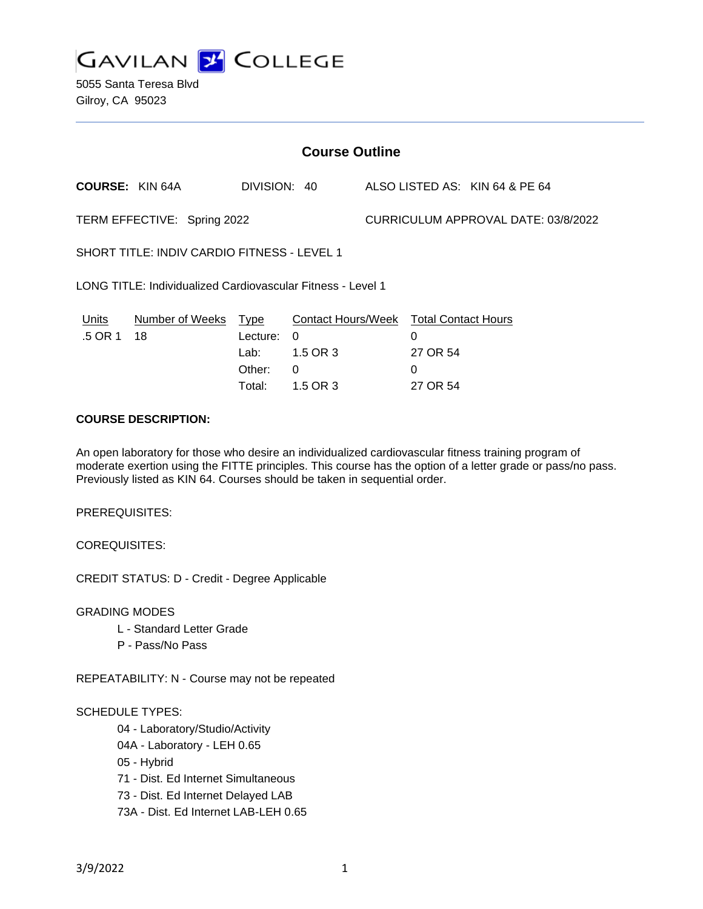# GAVILAN COLLEGE

5055 Santa Teresa Blvd
Gilroy, CA 95023

## Course Outline

**COURSE:** KIN 64A DIVISION: 40 ALSO LISTED AS: KIN 64 & PE 64

TERM EFFECTIVE: Spring 2022 CURRICULUM APPROVAL DATE: 03/8/2022

SHORT TITLE: INDIV CARDIO FITNESS - LEVEL 1

LONG TITLE: Individualized Cardiovascular Fitness - Level 1

| Units | Number of Weeks | Type | Contact Hours/Week | Total Contact Hours |
|---|---|---|---|---|
| .5 OR 1 | 18 | Lecture: | 0 | 0 |
| | | Lab: | 1.5 OR 3 | 27 OR 54 |
| | | Other: | 0 | 0 |
| | | Total: | 1.5 OR 3 | 27 OR 54 |

**COURSE DESCRIPTION:**

An open laboratory for those who desire an individualized cardiovascular fitness training program of moderate exertion using the FITTE principles. This course has the option of a letter grade or pass/no pass. Previously listed as KIN 64. Courses should be taken in sequential order.

PREREQUISITES:

COREQUISITES:

CREDIT STATUS: D - Credit - Degree Applicable

GRADING MODES

- L - Standard Letter Grade
- P - Pass/No Pass

REPEATABILITY: N - Course may not be repeated

SCHEDULE TYPES:

- 04 - Laboratory/Studio/Activity
- 04A - Laboratory - LEH 0.65
- 05 - Hybrid
- 71 - Dist. Ed Internet Simultaneous
- 73 - Dist. Ed Internet Delayed LAB
- 73A - Dist. Ed Internet LAB-LEH 0.65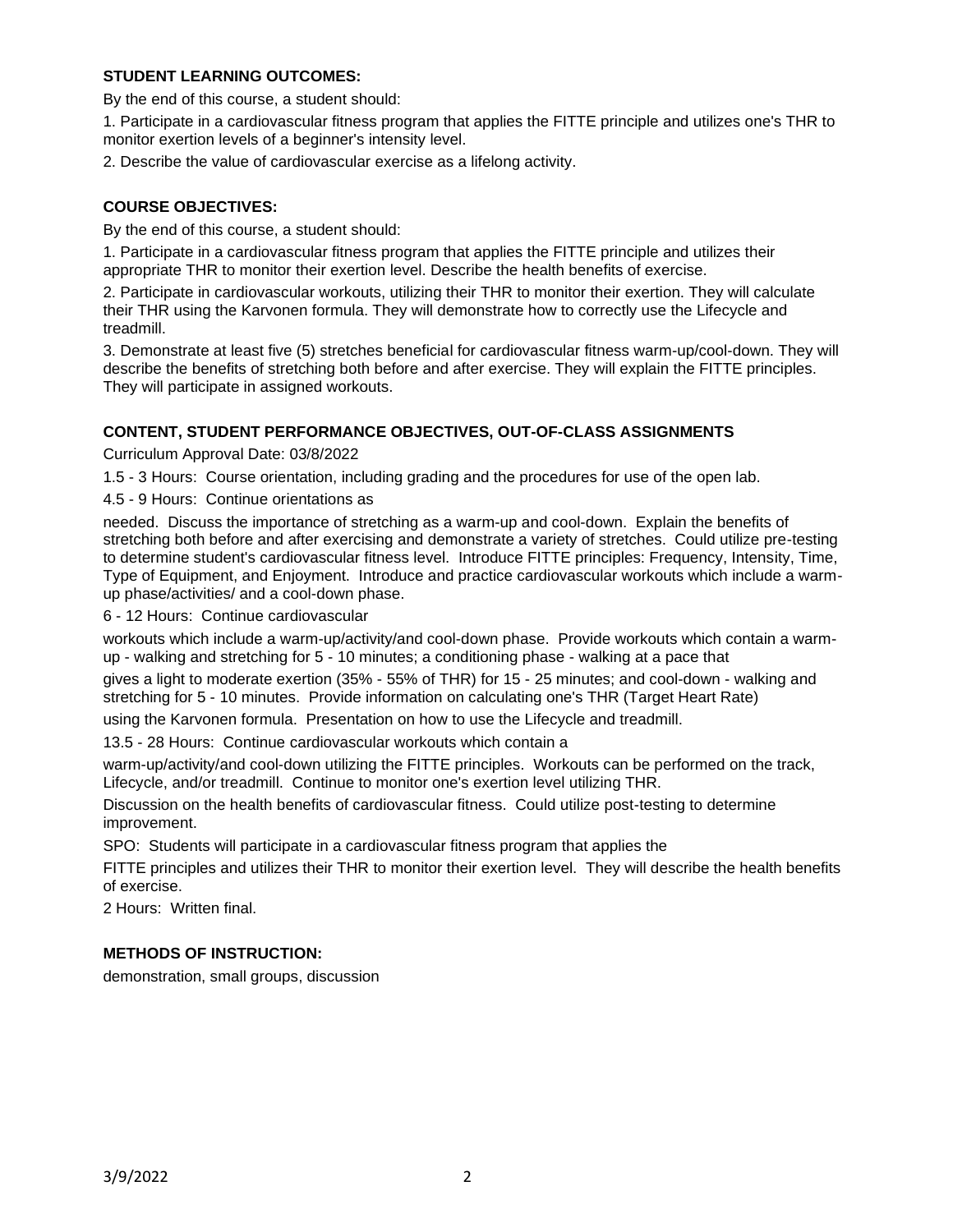## STUDENT LEARNING OUTCOMES:

By the end of this course, a student should:

1. Participate in a cardiovascular fitness program that applies the FITTE principle and utilizes one's THR to monitor exertion levels of a beginner's intensity level.
2. Describe the value of cardiovascular exercise as a lifelong activity.

## COURSE OBJECTIVES:

By the end of this course, a student should:

1. Participate in a cardiovascular fitness program that applies the FITTE principle and utilizes their appropriate THR to monitor their exertion level. Describe the health benefits of exercise.
2. Participate in cardiovascular workouts, utilizing their THR to monitor their exertion. They will calculate their THR using the Karvonen formula. They will demonstrate how to correctly use the Lifecycle and treadmill.
3. Demonstrate at least five (5) stretches beneficial for cardiovascular fitness warm-up/cool-down. They will describe the benefits of stretching both before and after exercise. They will explain the FITTE principles. They will participate in assigned workouts.

## CONTENT, STUDENT PERFORMANCE OBJECTIVES, OUT-OF-CLASS ASSIGNMENTS

Curriculum Approval Date: 03/8/2022

1.5 - 3 Hours: Course orientation, including grading and the procedures for use of the open lab.

4.5 - 9 Hours: Continue orientations as needed. Discuss the importance of stretching as a warm-up and cool-down. Explain the benefits of stretching both before and after exercising and demonstrate a variety of stretches. Could utilize pre-testing to determine student's cardiovascular fitness level. Introduce FITTE principles: Frequency, Intensity, Time, Type of Equipment, and Enjoyment. Introduce and practice cardiovascular workouts which include a warm-up phase/activities/ and a cool-down phase.

6 - 12 Hours: Continue cardiovascular workouts which include a warm-up/activity/and cool-down phase. Provide workouts which contain a warm-up - walking and stretching for 5 - 10 minutes; a conditioning phase - walking at a pace that gives a light to moderate exertion (35% - 55% of THR) for 15 - 25 minutes; and cool-down - walking and stretching for 5 - 10 minutes. Provide information on calculating one's THR (Target Heart Rate) using the Karvonen formula. Presentation on how to use the Lifecycle and treadmill.

13.5 - 28 Hours: Continue cardiovascular workouts which contain a warm-up/activity/and cool-down utilizing the FITTE principles. Workouts can be performed on the track, Lifecycle, and/or treadmill. Continue to monitor one's exertion level utilizing THR.

Discussion on the health benefits of cardiovascular fitness. Could utilize post-testing to determine improvement.

SPO: Students will participate in a cardiovascular fitness program that applies the FITTE principles and utilizes their THR to monitor their exertion level. They will describe the health benefits of exercise.

2 Hours: Written final.

## METHODS OF INSTRUCTION:

demonstration, small groups, discussion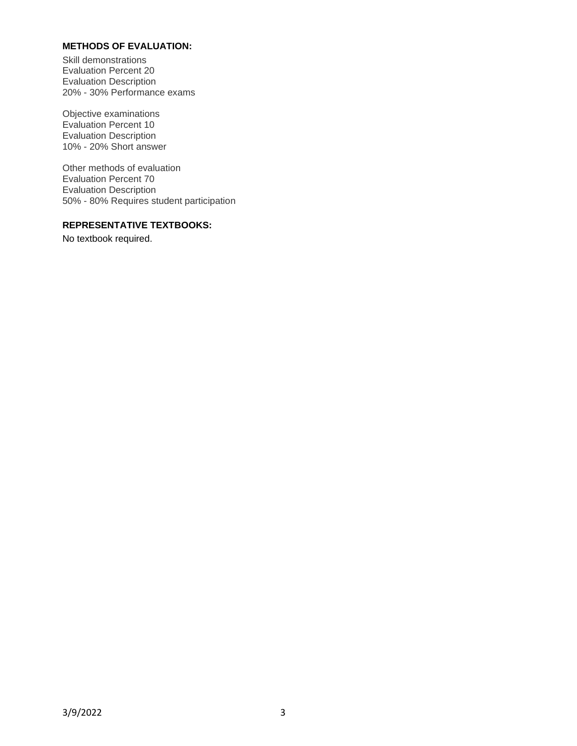**METHODS OF EVALUATION:**

Skill demonstrations
Evaluation Percent 20
Evaluation Description
20% - 30% Performance exams

Objective examinations
Evaluation Percent 10
Evaluation Description
10% - 20% Short answer

Other methods of evaluation
Evaluation Percent 70
Evaluation Description
50% - 80% Requires student participation

**REPRESENTATIVE TEXTBOOKS:**

No textbook required.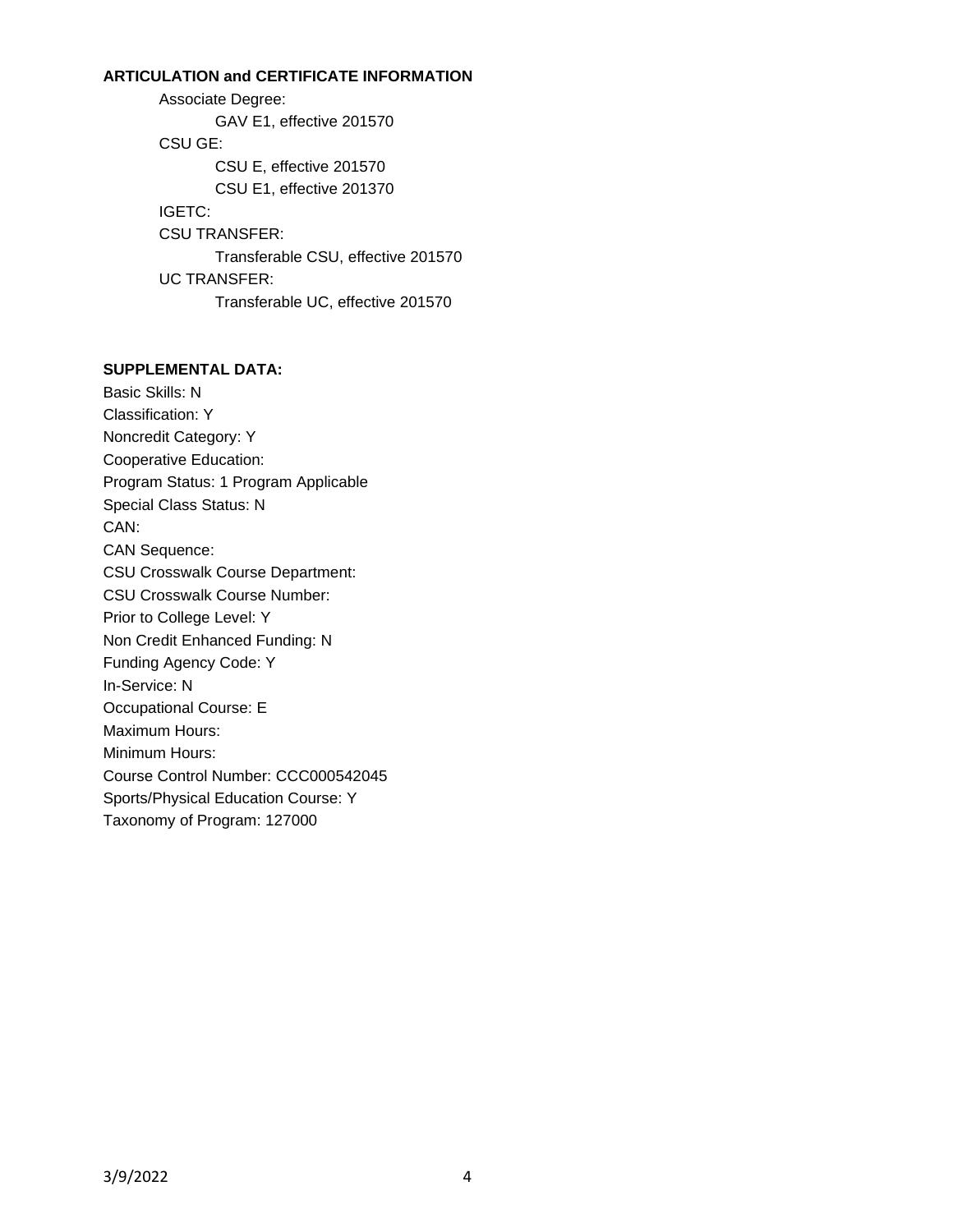**ARTICULATION and CERTIFICATE INFORMATION**

Associate Degree:

GAV E1, effective 201570

CSU GE:

CSU E, effective 201570

CSU E1, effective 201370

IGETC:

CSU TRANSFER:

Transferable CSU, effective 201570

UC TRANSFER:

Transferable UC, effective 201570

**SUPPLEMENTAL DATA:**

Basic Skills: N
Classification: Y
Noncredit Category: Y
Cooperative Education:
Program Status: 1 Program Applicable
Special Class Status: N
CAN:
CAN Sequence:
CSU Crosswalk Course Department:
CSU Crosswalk Course Number:
Prior to College Level: Y
Non Credit Enhanced Funding: N
Funding Agency Code: Y
In-Service: N
Occupational Course: E
Maximum Hours:
Minimum Hours:
Course Control Number: CCC000542045
Sports/Physical Education Course: Y
Taxonomy of Program: 127000